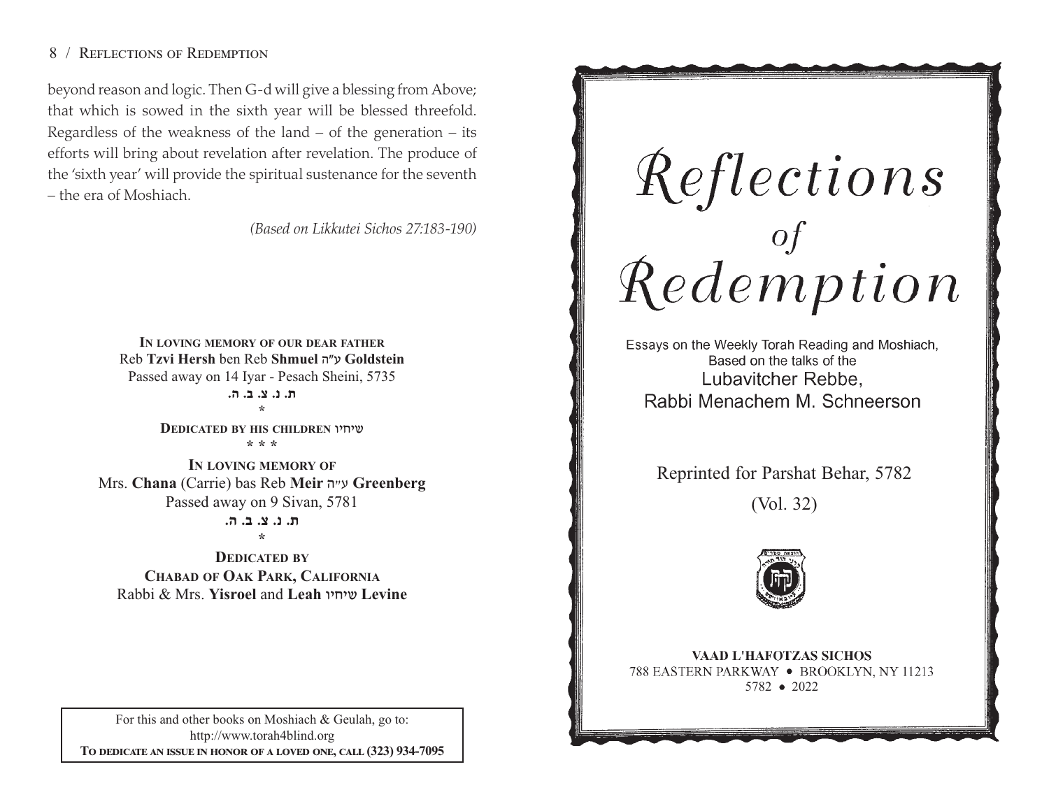beyond reason and logic. Then G-d will give a blessing from Above; that which is sowed in the sixth year will be blessed threefold. Regardless of the weakness of the land – of the generation – its efforts will bring about revelation after revelation. The produce of the 'sixth year' will provide the spiritual sustenance for the seventh – the era of Moshiach.

*(Based on Likkutei Sichos 27:183-190)*

**In loving memory of our dear father**
Reb **Tzvi Hersh** ben Reb **Shmuel** ע"ה **Goldstein**
Passed away on 14 Iyar - Pesach Sheini, 5735
**ת. נ. צ. ב. ה.**

*

**Dedicated by his children** שיחיו

* * *

**In loving memory of**
Mrs. **Chana** (Carrie) bas Reb **Meir** ע"ה **Greenberg**
Passed away on 9 Sivan, 5781
**ת. נ. צ. ב. ה.**

*

**Dedicated by**
**Chabad of Oak Park, California**
Rabbi & Mrs. **Yisroel** and **Leah** שיחיו **Levine**

For this and other books on Moshiach & Geulah, go to:
http://www.torah4blind.org
**To dedicate an issue in honor of a loved one, call (323) 934-7095**

# Reflections of Redemption

Essays on the Weekly Torah Reading and Moshiach,
Based on the talks of the
Lubavitcher Rebbe,
Rabbi Menachem M. Schneerson

Reprinted for Parshat Behar, 5782

(Vol. 32)

**VAAD L'HAFOTZAS SICHOS**
788 EASTERN PARKWAY • BROOKLYN, NY 11213
5782 • 2022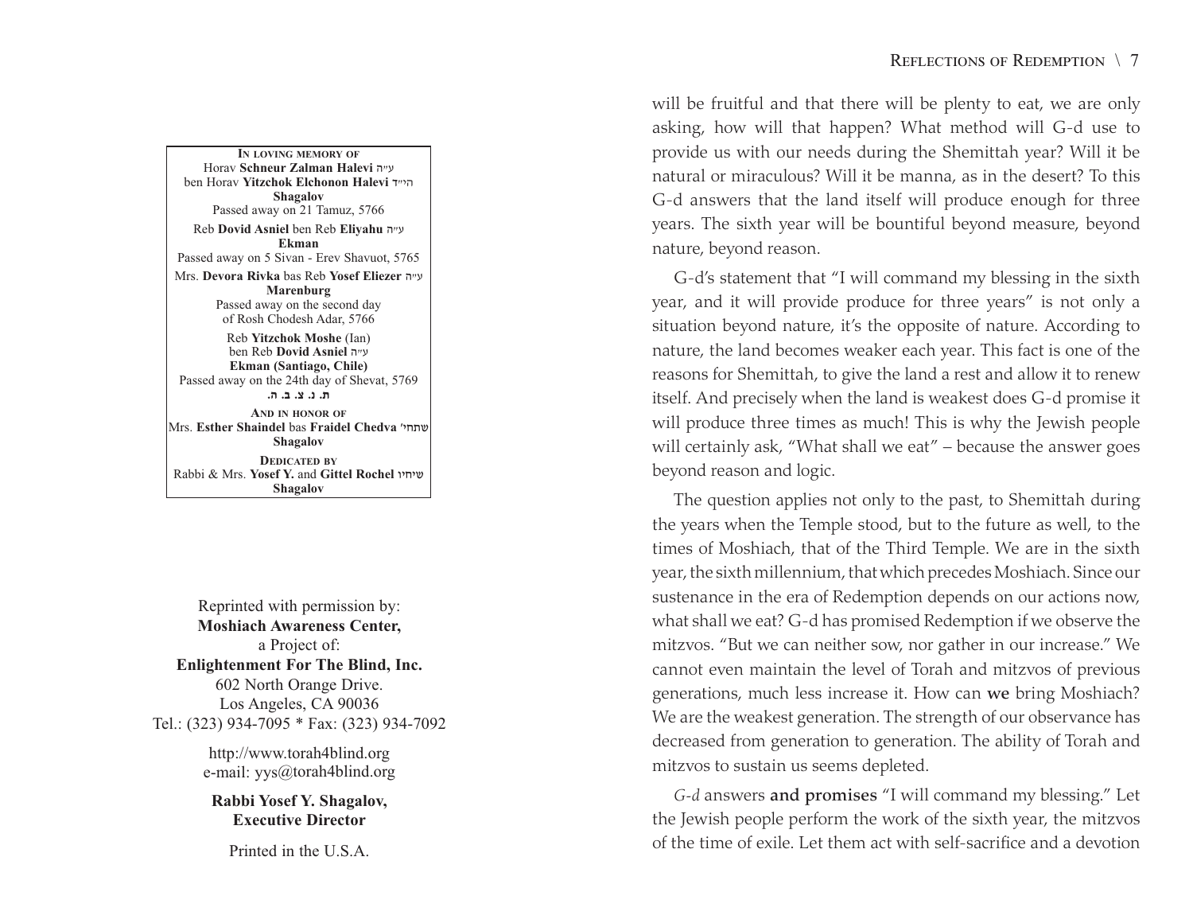**IN LOVING MEMORY OF**
Horav **Schneur Zalman Halevi** ע"ה
ben Horav **Yitzchok Elchonon Halevi** הי"ד
**Shagalov**
Passed away on 21 Tamuz, 5766

Reb **Dovid Asniel** ben Reb **Eliyahu** ע"ה
**Ekman**
Passed away on 5 Sivan - Erev Shavuot, 5765

Mrs. **Devora Rivka** bas Reb **Yosef Eliezer** ע"ה
**Marenburg**
Passed away on the second day
of Rosh Chodesh Adar, 5766

Reb **Yitzchok Moshe** (Ian)
ben Reb **Dovid Asniel** ע"ה
**Ekman (Santiago, Chile)**
Passed away on the 24th day of Shevat, 5769
**ת. נ. צ. ב. ה.**

**AND IN HONOR OF**
Mrs. **Esther Shaindel** bas **Fraidel Chedva** שתחי'
**Shagalov**

**DEDICATED BY**
Rabbi & Mrs. **Yosef Y.** and **Gittel Rochel** שיחיו
**Shagalov**

Reprinted with permission by:
**Moshiach Awareness Center,**
a Project of:
**Enlightenment For The Blind, Inc.**
602 North Orange Drive.
Los Angeles, CA 90036
Tel.: (323) 934-7095 * Fax: (323) 934-7092

http://www.torah4blind.org
e-mail: yys@torah4blind.org

**Rabbi Yosef Y. Shagalov,**
**Executive Director**

Printed in the U.S.A.

will be fruitful and that there will be plenty to eat, we are only asking, how will that happen? What method will G-d use to provide us with our needs during the Shemittah year? Will it be natural or miraculous? Will it be manna, as in the desert? To this G-d answers that the land itself will produce enough for three years. The sixth year will be bountiful beyond measure, beyond nature, beyond reason.

G-d's statement that "I will command my blessing in the sixth year, and it will provide produce for three years" is not only a situation beyond nature, it's the opposite of nature. According to nature, the land becomes weaker each year. This fact is one of the reasons for Shemittah, to give the land a rest and allow it to renew itself. And precisely when the land is weakest does G-d promise it will produce three times as much! This is why the Jewish people will certainly ask, "What shall we eat" – because the answer goes beyond reason and logic.

The question applies not only to the past, to Shemittah during the years when the Temple stood, but to the future as well, to the times of Moshiach, that of the Third Temple. We are in the sixth year, the sixth millennium, that which precedes Moshiach. Since our sustenance in the era of Redemption depends on our actions now, what shall we eat? G-d has promised Redemption if we observe the mitzvos. "But we can neither sow, nor gather in our increase." We cannot even maintain the level of Torah and mitzvos of previous generations, much less increase it. How can **we** bring Moshiach? We are the weakest generation. The strength of our observance has decreased from generation to generation. The ability of Torah and mitzvos to sustain us seems depleted.

*G-d* answers **and promises** "I will command my blessing." Let the Jewish people perform the work of the sixth year, the mitzvos of the time of exile. Let them act with self-sacrifice and a devotion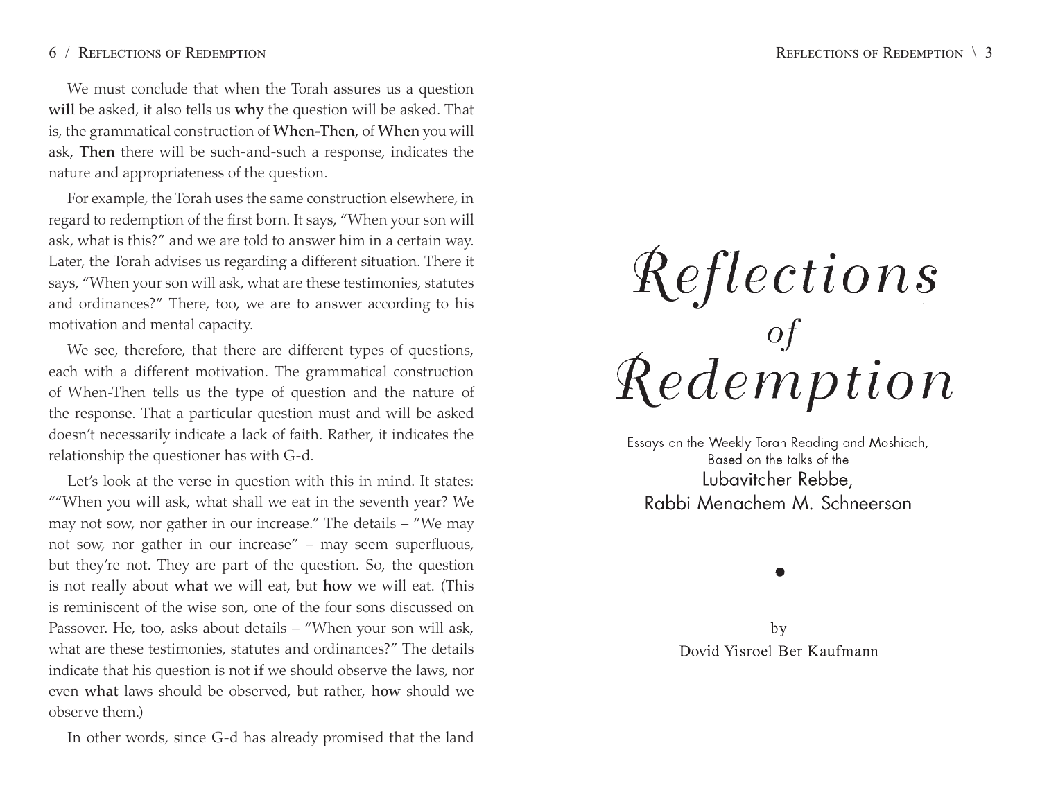We must conclude that when the Torah assures us a question **will** be asked, it also tells us **why** the question will be asked. That is, the grammatical construction of **When-Then**, of **When** you will ask, **Then** there will be such-and-such a response, indicates the nature and appropriateness of the question.

For example, the Torah uses the same construction elsewhere, in regard to redemption of the first born. It says, "When your son will ask, what is this?" and we are told to answer him in a certain way. Later, the Torah advises us regarding a different situation. There it says, "When your son will ask, what are these testimonies, statutes and ordinances?" There, too, we are to answer according to his motivation and mental capacity.

We see, therefore, that there are different types of questions, each with a different motivation. The grammatical construction of When-Then tells us the type of question and the nature of the response. That a particular question must and will be asked doesn't necessarily indicate a lack of faith. Rather, it indicates the relationship the questioner has with G-d.

Let's look at the verse in question with this in mind. It states: ""When you will ask, what shall we eat in the seventh year? We may not sow, nor gather in our increase." The details – "We may not sow, nor gather in our increase" – may seem superfluous, but they're not. They are part of the question. So, the question is not really about **what** we will eat, but **how** we will eat. (This is reminiscent of the wise son, one of the four sons discussed on Passover. He, too, asks about details – "When your son will ask, what are these testimonies, statutes and ordinances?" The details indicate that his question is not **if** we should observe the laws, nor even **what** laws should be observed, but rather, **how** should we observe them.)

In other words, since G-d has already promised that the land

# *Reflections of Redemption*

Essays on the Weekly Torah Reading and Moshiach,
Based on the talks of the
Lubavitcher Rebbe,
Rabbi Menachem M. Schneerson

•

by
Dovid Yisroel Ber Kaufmann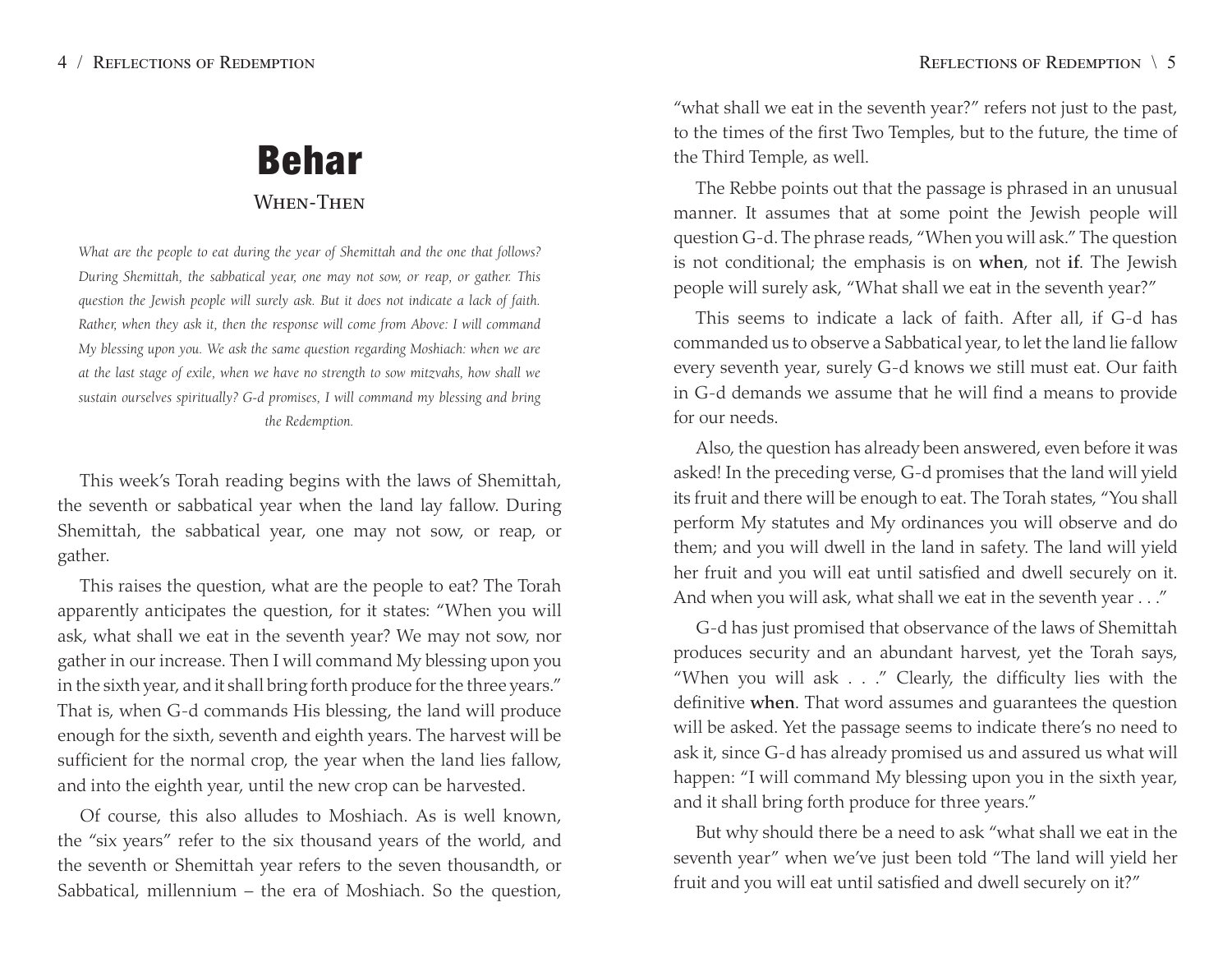# Behar

## When-Then

*What are the people to eat during the year of Shemittah and the one that follows? During Shemittah, the sabbatical year, one may not sow, or reap, or gather. This question the Jewish people will surely ask. But it does not indicate a lack of faith. Rather, when they ask it, then the response will come from Above: I will command My blessing upon you. We ask the same question regarding Moshiach: when we are at the last stage of exile, when we have no strength to sow mitzvahs, how shall we sustain ourselves spiritually? G-d promises, I will command my blessing and bring the Redemption.*

This week's Torah reading begins with the laws of Shemittah, the seventh or sabbatical year when the land lay fallow. During Shemittah, the sabbatical year, one may not sow, or reap, or gather.

This raises the question, what are the people to eat? The Torah apparently anticipates the question, for it states: "When you will ask, what shall we eat in the seventh year? We may not sow, nor gather in our increase. Then I will command My blessing upon you in the sixth year, and it shall bring forth produce for the three years." That is, when G-d commands His blessing, the land will produce enough for the sixth, seventh and eighth years. The harvest will be sufficient for the normal crop, the year when the land lies fallow, and into the eighth year, until the new crop can be harvested.

Of course, this also alludes to Moshiach. As is well known, the "six years" refer to the six thousand years of the world, and the seventh or Shemittah year refers to the seven thousandth, or Sabbatical, millennium – the era of Moshiach. So the question, "what shall we eat in the seventh year?" refers not just to the past, to the times of the first Two Temples, but to the future, the time of the Third Temple, as well.

The Rebbe points out that the passage is phrased in an unusual manner. It assumes that at some point the Jewish people will question G-d. The phrase reads, "When you will ask." The question is not conditional; the emphasis is on **when**, not **if**. The Jewish people will surely ask, "What shall we eat in the seventh year?"

This seems to indicate a lack of faith. After all, if G-d has commanded us to observe a Sabbatical year, to let the land lie fallow every seventh year, surely G-d knows we still must eat. Our faith in G-d demands we assume that he will find a means to provide for our needs.

Also, the question has already been answered, even before it was asked! In the preceding verse, G-d promises that the land will yield its fruit and there will be enough to eat. The Torah states, "You shall perform My statutes and My ordinances you will observe and do them; and you will dwell in the land in safety. The land will yield her fruit and you will eat until satisfied and dwell securely on it. And when you will ask, what shall we eat in the seventh year . . ."

G-d has just promised that observance of the laws of Shemittah produces security and an abundant harvest, yet the Torah says, "When you will ask . . ." Clearly, the difficulty lies with the definitive **when**. That word assumes and guarantees the question will be asked. Yet the passage seems to indicate there's no need to ask it, since G-d has already promised us and assured us what will happen: "I will command My blessing upon you in the sixth year, and it shall bring forth produce for three years."

But why should there be a need to ask "what shall we eat in the seventh year" when we've just been told "The land will yield her fruit and you will eat until satisfied and dwell securely on it?"